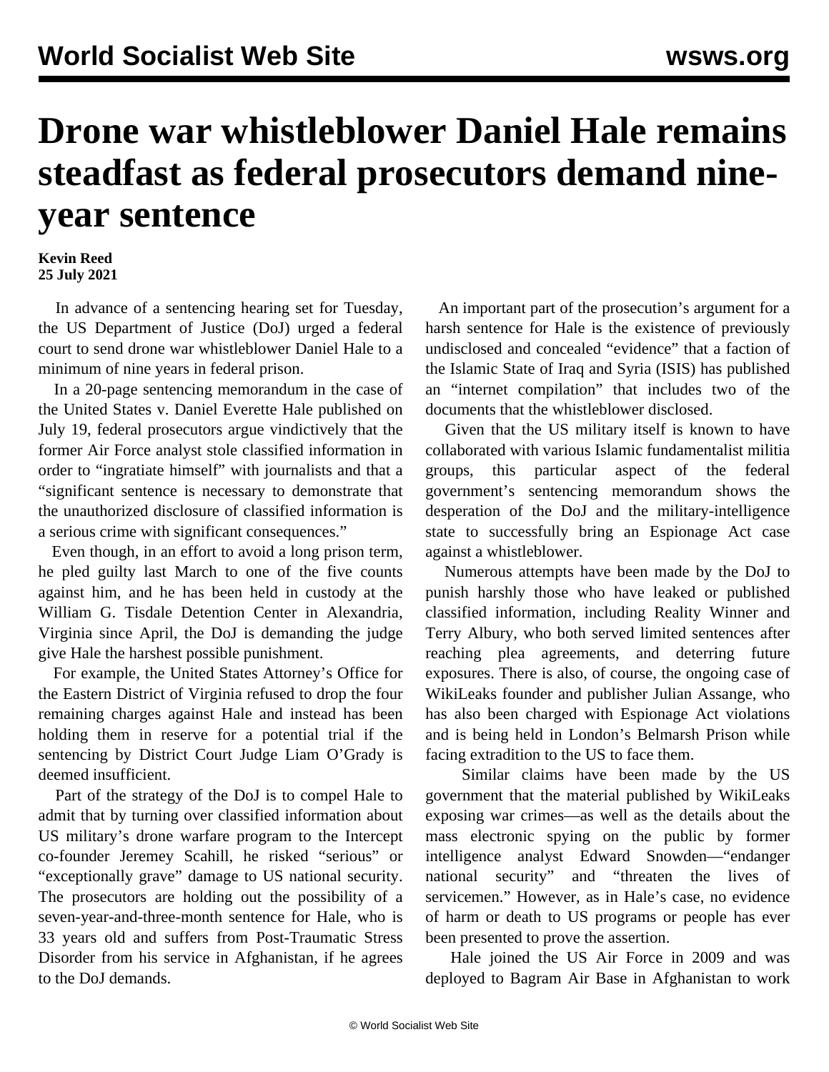# Drone war whistleblower Daniel Hale remains steadfast as federal prosecutors demand nine-year sentence

**Kevin Reed**
**25 July 2021**

In advance of a sentencing hearing set for Tuesday, the US Department of Justice (DoJ) urged a federal court to send drone war whistleblower Daniel Hale to a minimum of nine years in federal prison.

In a 20-page sentencing memorandum in the case of the United States v. Daniel Everette Hale published on July 19, federal prosecutors argue vindictively that the former Air Force analyst stole classified information in order to "ingratiate himself" with journalists and that a "significant sentence is necessary to demonstrate that the unauthorized disclosure of classified information is a serious crime with significant consequences."

Even though, in an effort to avoid a long prison term, he pled guilty last March to one of the five counts against him, and he has been held in custody at the William G. Tisdale Detention Center in Alexandria, Virginia since April, the DoJ is demanding the judge give Hale the harshest possible punishment.

For example, the United States Attorney's Office for the Eastern District of Virginia refused to drop the four remaining charges against Hale and instead has been holding them in reserve for a potential trial if the sentencing by District Court Judge Liam O'Grady is deemed insufficient.

Part of the strategy of the DoJ is to compel Hale to admit that by turning over classified information about US military's drone warfare program to the Intercept co-founder Jeremey Scahill, he risked "serious" or "exceptionally grave" damage to US national security. The prosecutors are holding out the possibility of a seven-year-and-three-month sentence for Hale, who is 33 years old and suffers from Post-Traumatic Stress Disorder from his service in Afghanistan, if he agrees to the DoJ demands.

An important part of the prosecution's argument for a harsh sentence for Hale is the existence of previously undisclosed and concealed "evidence" that a faction of the Islamic State of Iraq and Syria (ISIS) has published an "internet compilation" that includes two of the documents that the whistleblower disclosed.

Given that the US military itself is known to have collaborated with various Islamic fundamentalist militia groups, this particular aspect of the federal government's sentencing memorandum shows the desperation of the DoJ and the military-intelligence state to successfully bring an Espionage Act case against a whistleblower.

Numerous attempts have been made by the DoJ to punish harshly those who have leaked or published classified information, including Reality Winner and Terry Albury, who both served limited sentences after reaching plea agreements, and deterring future exposures. There is also, of course, the ongoing case of WikiLeaks founder and publisher Julian Assange, who has also been charged with Espionage Act violations and is being held in London's Belmarsh Prison while facing extradition to the US to face them.

Similar claims have been made by the US government that the material published by WikiLeaks exposing war crimes—as well as the details about the mass electronic spying on the public by former intelligence analyst Edward Snowden—"endanger national security" and "threaten the lives of servicemen." However, as in Hale's case, no evidence of harm or death to US programs or people has ever been presented to prove the assertion.

Hale joined the US Air Force in 2009 and was deployed to Bagram Air Base in Afghanistan to work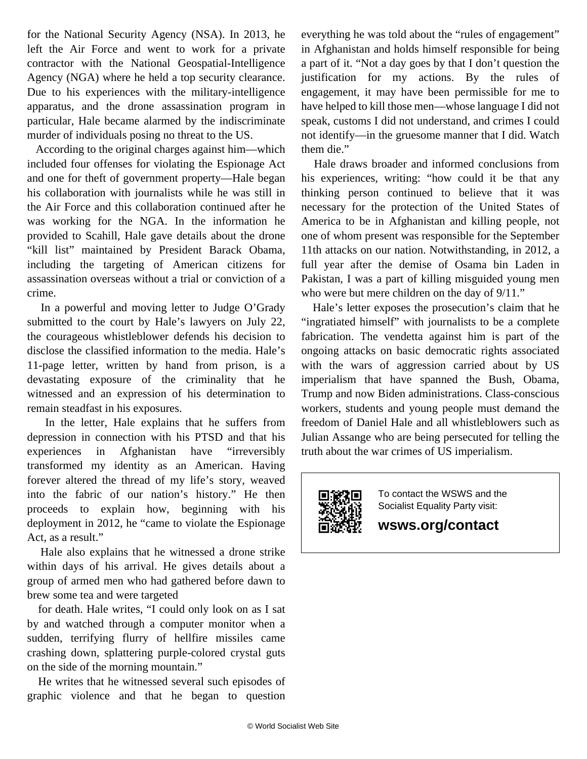for the National Security Agency (NSA). In 2013, he left the Air Force and went to work for a private contractor with the National Geospatial-Intelligence Agency (NGA) where he held a top security clearance. Due to his experiences with the military-intelligence apparatus, and the drone assassination program in particular, Hale became alarmed by the indiscriminate murder of individuals posing no threat to the US.

According to the original charges against him—which included four offenses for violating the Espionage Act and one for theft of government property—Hale began his collaboration with journalists while he was still in the Air Force and this collaboration continued after he was working for the NGA. In the information he provided to Scahill, Hale gave details about the drone "kill list" maintained by President Barack Obama, including the targeting of American citizens for assassination overseas without a trial or conviction of a crime.

In a powerful and moving letter to Judge O'Grady submitted to the court by Hale's lawyers on July 22, the courageous whistleblower defends his decision to disclose the classified information to the media. Hale's 11-page letter, written by hand from prison, is a devastating exposure of the criminality that he witnessed and an expression of his determination to remain steadfast in his exposures.

In the letter, Hale explains that he suffers from depression in connection with his PTSD and that his experiences in Afghanistan have "irreversibly transformed my identity as an American. Having forever altered the thread of my life's story, weaved into the fabric of our nation's history." He then proceeds to explain how, beginning with his deployment in 2012, he "came to violate the Espionage Act, as a result."

Hale also explains that he witnessed a drone strike within days of his arrival. He gives details about a group of armed men who had gathered before dawn to brew some tea and were targeted for death. Hale writes, "I could only look on as I sat by and watched through a computer monitor when a sudden, terrifying flurry of hellfire missiles came crashing down, splattering purple-colored crystal guts on the side of the morning mountain."

He writes that he witnessed several such episodes of graphic violence and that he began to question everything he was told about the "rules of engagement" in Afghanistan and holds himself responsible for being a part of it. "Not a day goes by that I don't question the justification for my actions. By the rules of engagement, it may have been permissible for me to have helped to kill those men—whose language I did not speak, customs I did not understand, and crimes I could not identify—in the gruesome manner that I did. Watch them die."

Hale draws broader and informed conclusions from his experiences, writing: "how could it be that any thinking person continued to believe that it was necessary for the protection of the United States of America to be in Afghanistan and killing people, not one of whom present was responsible for the September 11th attacks on our nation. Notwithstanding, in 2012, a full year after the demise of Osama bin Laden in Pakistan, I was a part of killing misguided young men who were but mere children on the day of 9/11."

Hale's letter exposes the prosecution's claim that he "ingratiated himself" with journalists to be a complete fabrication. The vendetta against him is part of the ongoing attacks on basic democratic rights associated with the wars of aggression carried about by US imperialism that have spanned the Bush, Obama, Trump and now Biden administrations. Class-conscious workers, students and young people must demand the freedom of Daniel Hale and all whistleblowers such as Julian Assange who are being persecuted for telling the truth about the war crimes of US imperialism.

To contact the WSWS and the Socialist Equality Party visit:

**wsws.org/contact**